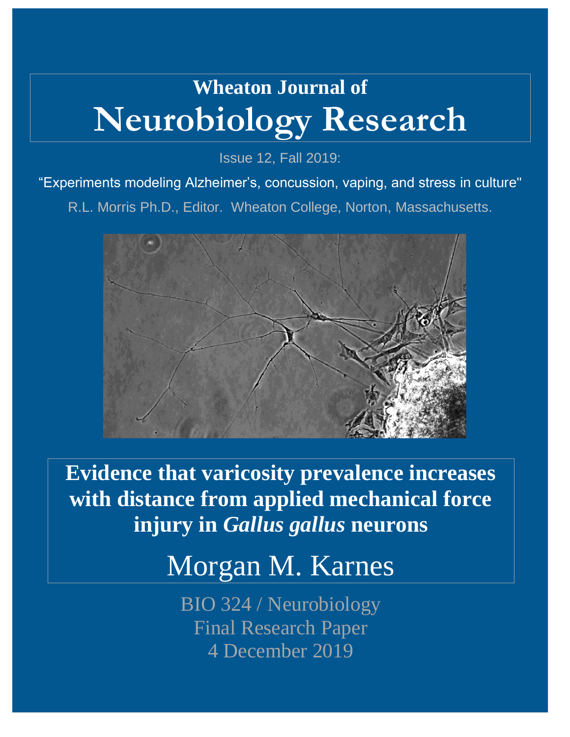# Wheaton Journal of
# Neurobiology Research

Issue 12, Fall 2019:

"Experiments modeling Alzheimer's, concussion, vaping, and stress in culture"

R.L. Morris Ph.D., Editor. Wheaton College, Norton, Massachusetts.

## Evidence that varicosity prevalence increases with distance from applied mechanical force injury in *Gallus gallus* neurons

### Morgan M. Karnes

BIO 324 / Neurobiology
Final Research Paper
4 December 2019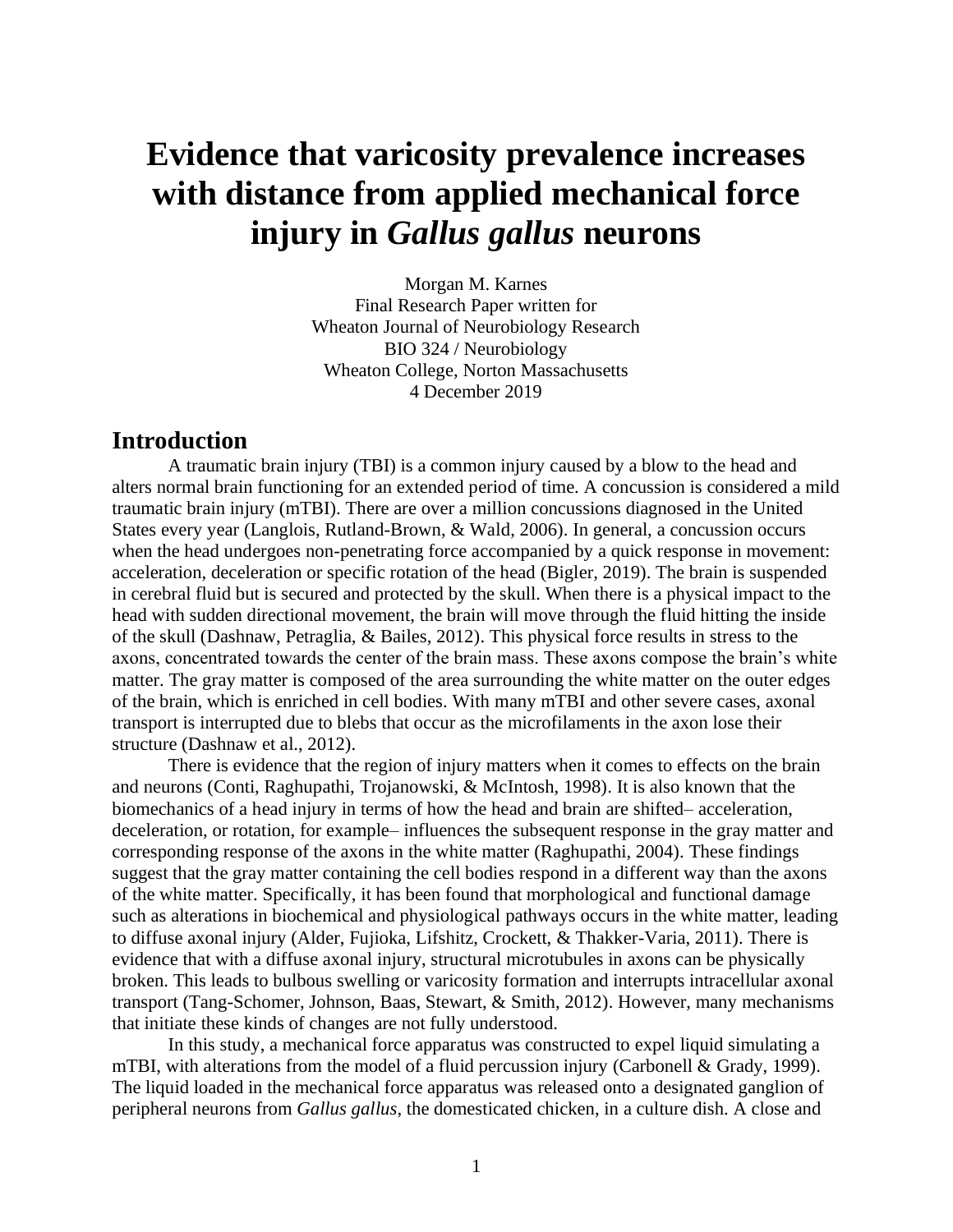# Evidence that varicosity prevalence increases with distance from applied mechanical force injury in *Gallus gallus* neurons

Morgan M. Karnes
Final Research Paper written for
Wheaton Journal of Neurobiology Research
BIO 324 / Neurobiology
Wheaton College, Norton Massachusetts
4 December 2019

## Introduction

A traumatic brain injury (TBI) is a common injury caused by a blow to the head and alters normal brain functioning for an extended period of time. A concussion is considered a mild traumatic brain injury (mTBI). There are over a million concussions diagnosed in the United States every year (Langlois, Rutland-Brown, & Wald, 2006). In general, a concussion occurs when the head undergoes non-penetrating force accompanied by a quick response in movement: acceleration, deceleration or specific rotation of the head (Bigler, 2019). The brain is suspended in cerebral fluid but is secured and protected by the skull. When there is a physical impact to the head with sudden directional movement, the brain will move through the fluid hitting the inside of the skull (Dashnaw, Petraglia, & Bailes, 2012). This physical force results in stress to the axons, concentrated towards the center of the brain mass. These axons compose the brain's white matter. The gray matter is composed of the area surrounding the white matter on the outer edges of the brain, which is enriched in cell bodies. With many mTBI and other severe cases, axonal transport is interrupted due to blebs that occur as the microfilaments in the axon lose their structure (Dashnaw et al., 2012).

There is evidence that the region of injury matters when it comes to effects on the brain and neurons (Conti, Raghupathi, Trojanowski, & McIntosh, 1998). It is also known that the biomechanics of a head injury in terms of how the head and brain are shifted– acceleration, deceleration, or rotation, for example– influences the subsequent response in the gray matter and corresponding response of the axons in the white matter (Raghupathi, 2004). These findings suggest that the gray matter containing the cell bodies respond in a different way than the axons of the white matter. Specifically, it has been found that morphological and functional damage such as alterations in biochemical and physiological pathways occurs in the white matter, leading to diffuse axonal injury (Alder, Fujioka, Lifshitz, Crockett, & Thakker-Varia, 2011). There is evidence that with a diffuse axonal injury, structural microtubules in axons can be physically broken. This leads to bulbous swelling or varicosity formation and interrupts intracellular axonal transport (Tang-Schomer, Johnson, Baas, Stewart, & Smith, 2012). However, many mechanisms that initiate these kinds of changes are not fully understood.

In this study, a mechanical force apparatus was constructed to expel liquid simulating a mTBI, with alterations from the model of a fluid percussion injury (Carbonell & Grady, 1999). The liquid loaded in the mechanical force apparatus was released onto a designated ganglion of peripheral neurons from *Gallus gallus*, the domesticated chicken, in a culture dish. A close and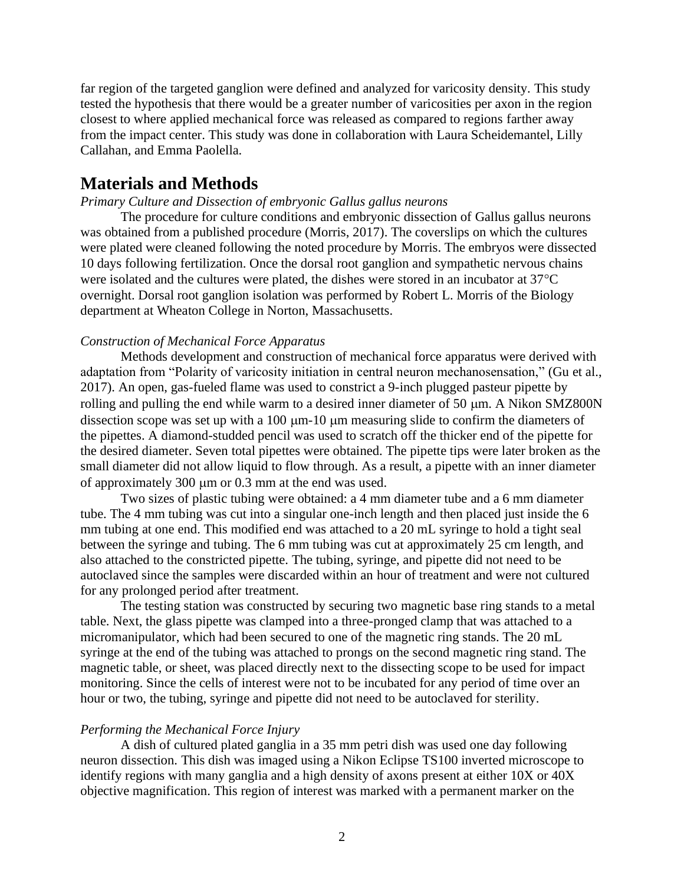far region of the targeted ganglion were defined and analyzed for varicosity density. This study tested the hypothesis that there would be a greater number of varicosities per axon in the region closest to where applied mechanical force was released as compared to regions farther away from the impact center. This study was done in collaboration with Laura Scheidemantel, Lilly Callahan, and Emma Paolella.

## Materials and Methods

*Primary Culture and Dissection of embryonic Gallus gallus neurons*

The procedure for culture conditions and embryonic dissection of Gallus gallus neurons was obtained from a published procedure (Morris, 2017). The coverslips on which the cultures were plated were cleaned following the noted procedure by Morris. The embryos were dissected 10 days following fertilization. Once the dorsal root ganglion and sympathetic nervous chains were isolated and the cultures were plated, the dishes were stored in an incubator at 37°C overnight. Dorsal root ganglion isolation was performed by Robert L. Morris of the Biology department at Wheaton College in Norton, Massachusetts.

*Construction of Mechanical Force Apparatus*

Methods development and construction of mechanical force apparatus were derived with adaptation from "Polarity of varicosity initiation in central neuron mechanosensation," (Gu et al., 2017). An open, gas-fueled flame was used to constrict a 9-inch plugged pasteur pipette by rolling and pulling the end while warm to a desired inner diameter of 50 μm. A Nikon SMZ800N dissection scope was set up with a 100 μm-10 μm measuring slide to confirm the diameters of the pipettes. A diamond-studded pencil was used to scratch off the thicker end of the pipette for the desired diameter. Seven total pipettes were obtained. The pipette tips were later broken as the small diameter did not allow liquid to flow through. As a result, a pipette with an inner diameter of approximately 300 μm or 0.3 mm at the end was used.

Two sizes of plastic tubing were obtained: a 4 mm diameter tube and a 6 mm diameter tube. The 4 mm tubing was cut into a singular one-inch length and then placed just inside the 6 mm tubing at one end. This modified end was attached to a 20 mL syringe to hold a tight seal between the syringe and tubing. The 6 mm tubing was cut at approximately 25 cm length, and also attached to the constricted pipette. The tubing, syringe, and pipette did not need to be autoclaved since the samples were discarded within an hour of treatment and were not cultured for any prolonged period after treatment.

The testing station was constructed by securing two magnetic base ring stands to a metal table. Next, the glass pipette was clamped into a three-pronged clamp that was attached to a micromanipulator, which had been secured to one of the magnetic ring stands. The 20 mL syringe at the end of the tubing was attached to prongs on the second magnetic ring stand. The magnetic table, or sheet, was placed directly next to the dissecting scope to be used for impact monitoring. Since the cells of interest were not to be incubated for any period of time over an hour or two, the tubing, syringe and pipette did not need to be autoclaved for sterility.

*Performing the Mechanical Force Injury*

A dish of cultured plated ganglia in a 35 mm petri dish was used one day following neuron dissection. This dish was imaged using a Nikon Eclipse TS100 inverted microscope to identify regions with many ganglia and a high density of axons present at either 10X or 40X objective magnification. This region of interest was marked with a permanent marker on the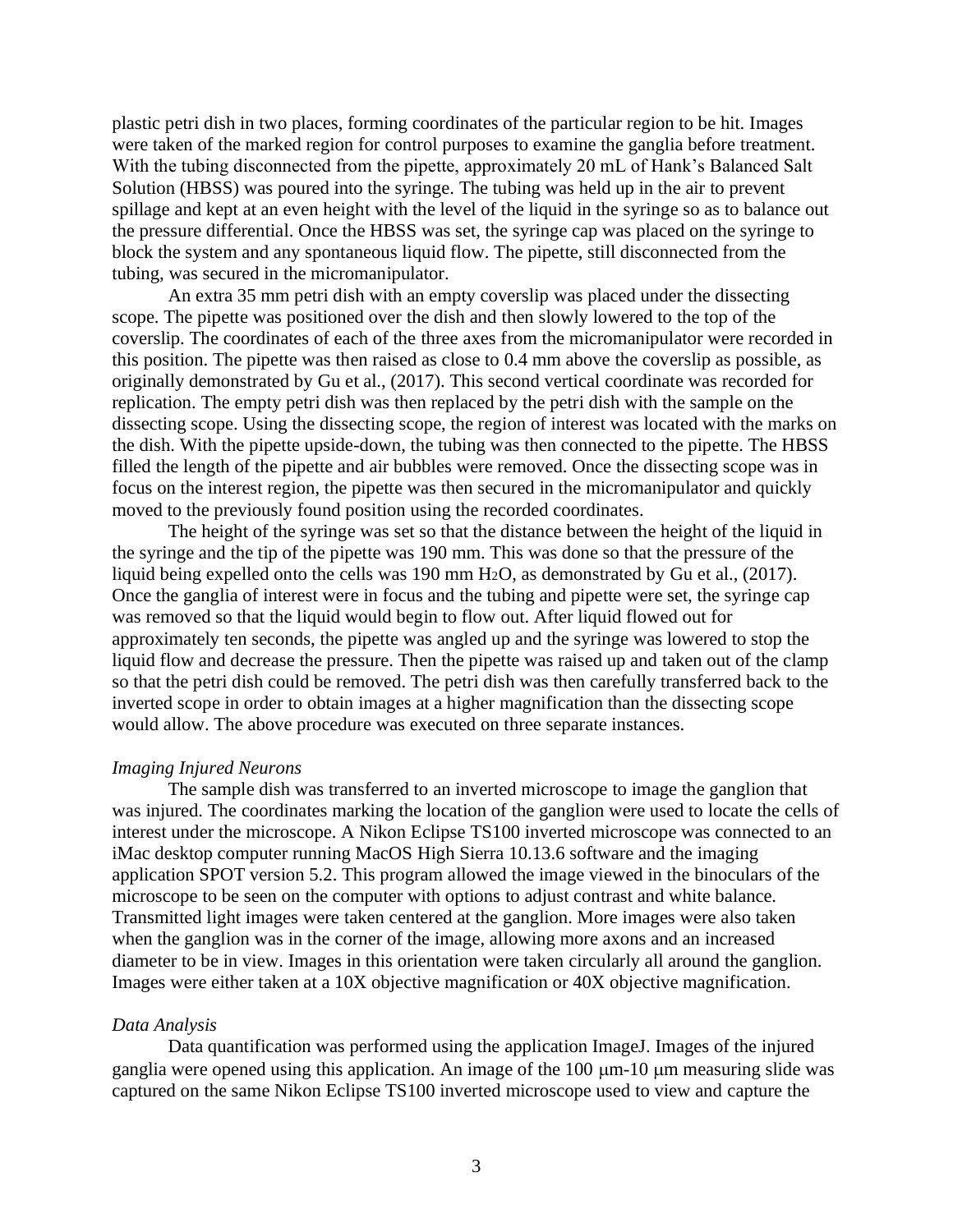plastic petri dish in two places, forming coordinates of the particular region to be hit. Images were taken of the marked region for control purposes to examine the ganglia before treatment. With the tubing disconnected from the pipette, approximately 20 mL of Hank's Balanced Salt Solution (HBSS) was poured into the syringe. The tubing was held up in the air to prevent spillage and kept at an even height with the level of the liquid in the syringe so as to balance out the pressure differential. Once the HBSS was set, the syringe cap was placed on the syringe to block the system and any spontaneous liquid flow. The pipette, still disconnected from the tubing, was secured in the micromanipulator.

An extra 35 mm petri dish with an empty coverslip was placed under the dissecting scope. The pipette was positioned over the dish and then slowly lowered to the top of the coverslip. The coordinates of each of the three axes from the micromanipulator were recorded in this position. The pipette was then raised as close to 0.4 mm above the coverslip as possible, as originally demonstrated by Gu et al., (2017). This second vertical coordinate was recorded for replication. The empty petri dish was then replaced by the petri dish with the sample on the dissecting scope. Using the dissecting scope, the region of interest was located with the marks on the dish. With the pipette upside-down, the tubing was then connected to the pipette. The HBSS filled the length of the pipette and air bubbles were removed. Once the dissecting scope was in focus on the interest region, the pipette was then secured in the micromanipulator and quickly moved to the previously found position using the recorded coordinates.

The height of the syringe was set so that the distance between the height of the liquid in the syringe and the tip of the pipette was 190 mm. This was done so that the pressure of the liquid being expelled onto the cells was 190 mm $H_2O$, as demonstrated by Gu et al., (2017). Once the ganglia of interest were in focus and the tubing and pipette were set, the syringe cap was removed so that the liquid would begin to flow out. After liquid flowed out for approximately ten seconds, the pipette was angled up and the syringe was lowered to stop the liquid flow and decrease the pressure. Then the pipette was raised up and taken out of the clamp so that the petri dish could be removed. The petri dish was then carefully transferred back to the inverted scope in order to obtain images at a higher magnification than the dissecting scope would allow. The above procedure was executed on three separate instances.

*Imaging Injured Neurons*

The sample dish was transferred to an inverted microscope to image the ganglion that was injured. The coordinates marking the location of the ganglion were used to locate the cells of interest under the microscope. A Nikon Eclipse TS100 inverted microscope was connected to an iMac desktop computer running MacOS High Sierra 10.13.6 software and the imaging application SPOT version 5.2. This program allowed the image viewed in the binoculars of the microscope to be seen on the computer with options to adjust contrast and white balance. Transmitted light images were taken centered at the ganglion. More images were also taken when the ganglion was in the corner of the image, allowing more axons and an increased diameter to be in view. Images in this orientation were taken circularly all around the ganglion. Images were either taken at a 10X objective magnification or 40X objective magnification.

*Data Analysis*

Data quantification was performed using the application ImageJ. Images of the injured ganglia were opened using this application. An image of the 100 μm-10 μm measuring slide was captured on the same Nikon Eclipse TS100 inverted microscope used to view and capture the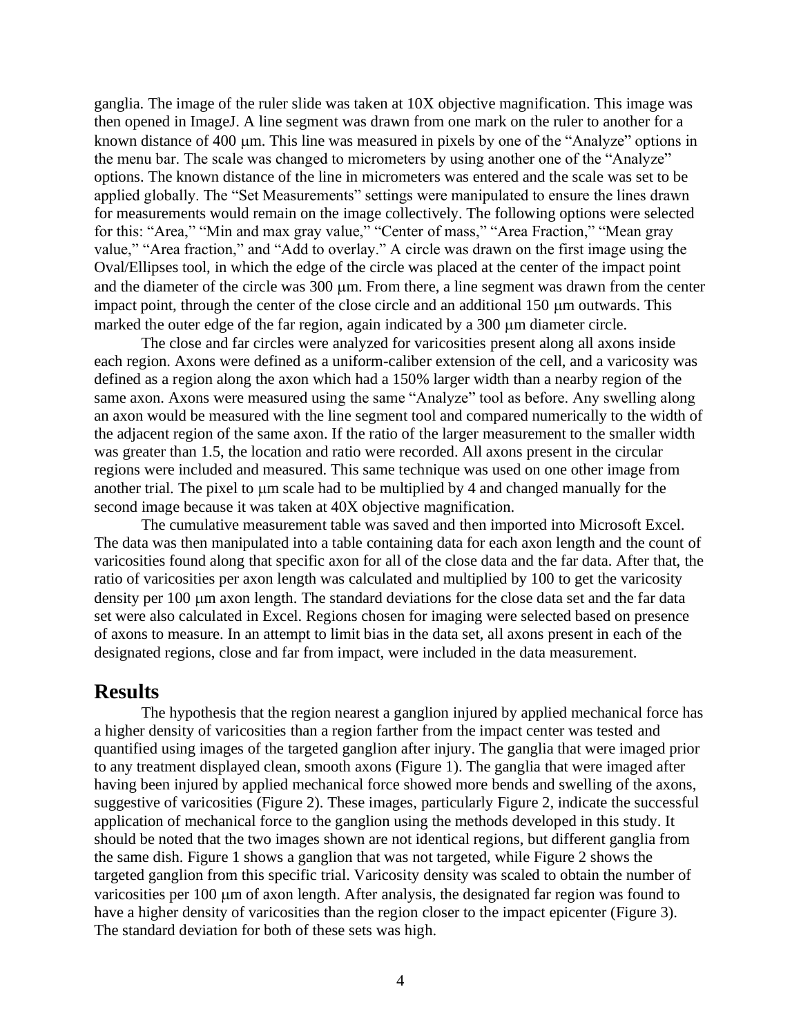ganglia. The image of the ruler slide was taken at 10X objective magnification. This image was then opened in ImageJ. A line segment was drawn from one mark on the ruler to another for a known distance of 400 μm. This line was measured in pixels by one of the "Analyze" options in the menu bar. The scale was changed to micrometers by using another one of the "Analyze" options. The known distance of the line in micrometers was entered and the scale was set to be applied globally. The "Set Measurements" settings were manipulated to ensure the lines drawn for measurements would remain on the image collectively. The following options were selected for this: "Area," "Min and max gray value," "Center of mass," "Area Fraction," "Mean gray value," "Area fraction," and "Add to overlay." A circle was drawn on the first image using the Oval/Ellipses tool, in which the edge of the circle was placed at the center of the impact point and the diameter of the circle was 300 μm. From there, a line segment was drawn from the center impact point, through the center of the close circle and an additional 150 μm outwards. This marked the outer edge of the far region, again indicated by a 300 μm diameter circle.

The close and far circles were analyzed for varicosities present along all axons inside each region. Axons were defined as a uniform-caliber extension of the cell, and a varicosity was defined as a region along the axon which had a 150% larger width than a nearby region of the same axon. Axons were measured using the same "Analyze" tool as before. Any swelling along an axon would be measured with the line segment tool and compared numerically to the width of the adjacent region of the same axon. If the ratio of the larger measurement to the smaller width was greater than 1.5, the location and ratio were recorded. All axons present in the circular regions were included and measured. This same technique was used on one other image from another trial. The pixel to μm scale had to be multiplied by 4 and changed manually for the second image because it was taken at 40X objective magnification.

The cumulative measurement table was saved and then imported into Microsoft Excel. The data was then manipulated into a table containing data for each axon length and the count of varicosities found along that specific axon for all of the close data and the far data. After that, the ratio of varicosities per axon length was calculated and multiplied by 100 to get the varicosity density per 100 μm axon length. The standard deviations for the close data set and the far data set were also calculated in Excel. Regions chosen for imaging were selected based on presence of axons to measure. In an attempt to limit bias in the data set, all axons present in each of the designated regions, close and far from impact, were included in the data measurement.

## Results

The hypothesis that the region nearest a ganglion injured by applied mechanical force has a higher density of varicosities than a region farther from the impact center was tested and quantified using images of the targeted ganglion after injury. The ganglia that were imaged prior to any treatment displayed clean, smooth axons (Figure 1). The ganglia that were imaged after having been injured by applied mechanical force showed more bends and swelling of the axons, suggestive of varicosities (Figure 2). These images, particularly Figure 2, indicate the successful application of mechanical force to the ganglion using the methods developed in this study. It should be noted that the two images shown are not identical regions, but different ganglia from the same dish. Figure 1 shows a ganglion that was not targeted, while Figure 2 shows the targeted ganglion from this specific trial. Varicosity density was scaled to obtain the number of varicosities per 100 μm of axon length. After analysis, the designated far region was found to have a higher density of varicosities than the region closer to the impact epicenter (Figure 3). The standard deviation for both of these sets was high.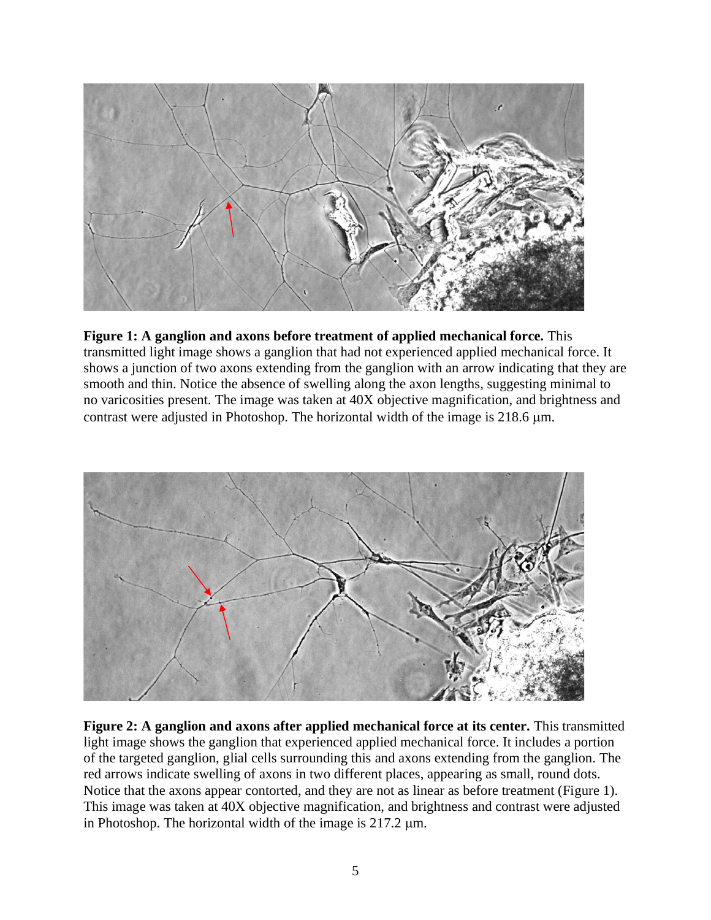**Figure 1: A ganglion and axons before treatment of applied mechanical force.** This transmitted light image shows a ganglion that had not experienced applied mechanical force. It shows a junction of two axons extending from the ganglion with an arrow indicating that they are smooth and thin. Notice the absence of swelling along the axon lengths, suggesting minimal to no varicosities present. The image was taken at 40X objective magnification, and brightness and contrast were adjusted in Photoshop. The horizontal width of the image is 218.6 μm.

**Figure 2: A ganglion and axons after applied mechanical force at its center.** This transmitted light image shows the ganglion that experienced applied mechanical force. It includes a portion of the targeted ganglion, glial cells surrounding this and axons extending from the ganglion. The red arrows indicate swelling of axons in two different places, appearing as small, round dots. Notice that the axons appear contorted, and they are not as linear as before treatment (Figure 1). This image was taken at 40X objective magnification, and brightness and contrast were adjusted in Photoshop. The horizontal width of the image is 217.2 μm.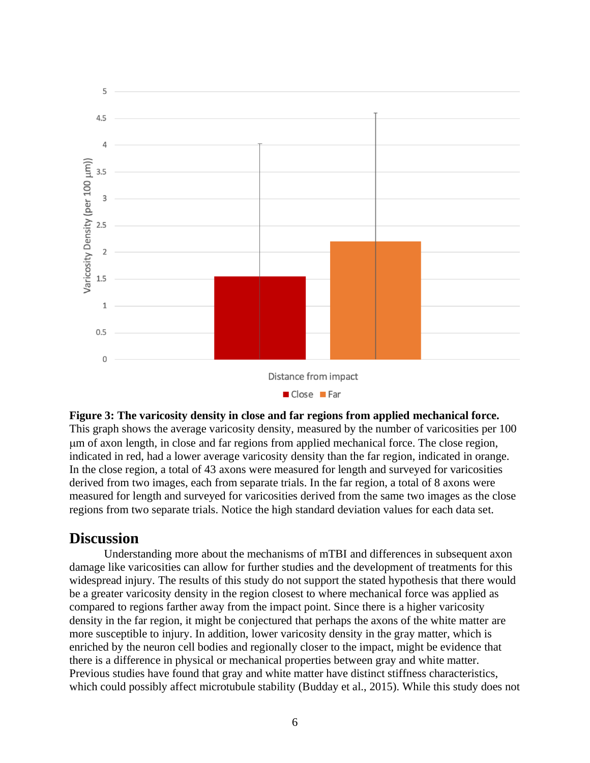**Figure 3: The varicosity density in close and far regions from applied mechanical force.** This graph shows the average varicosity density, measured by the number of varicosities per 100 µm of axon length, in close and far regions from applied mechanical force. The close region, indicated in red, had a lower average varicosity density than the far region, indicated in orange. In the close region, a total of 43 axons were measured for length and surveyed for varicosities derived from two images, each from separate trials. In the far region, a total of 8 axons were measured for length and surveyed for varicosities derived from the same two images as the close regions from two separate trials. Notice the high standard deviation values for each data set.

## Discussion

Understanding more about the mechanisms of mTBI and differences in subsequent axon damage like varicosities can allow for further studies and the development of treatments for this widespread injury. The results of this study do not support the stated hypothesis that there would be a greater varicosity density in the region closest to where mechanical force was applied as compared to regions farther away from the impact point. Since there is a higher varicosity density in the far region, it might be conjectured that perhaps the axons of the white matter are more susceptible to injury. In addition, lower varicosity density in the gray matter, which is enriched by the neuron cell bodies and regionally closer to the impact, might be evidence that there is a difference in physical or mechanical properties between gray and white matter. Previous studies have found that gray and white matter have distinct stiffness characteristics, which could possibly affect microtubule stability (Budday et al., 2015). While this study does not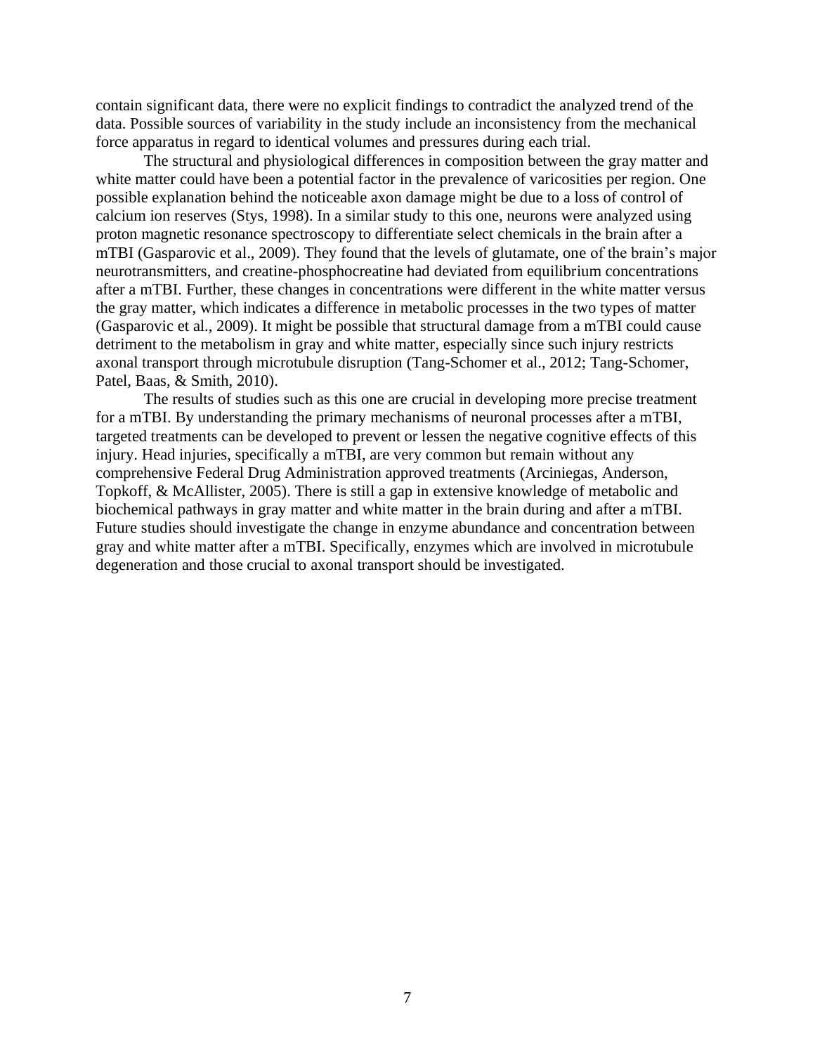contain significant data, there were no explicit findings to contradict the analyzed trend of the data. Possible sources of variability in the study include an inconsistency from the mechanical force apparatus in regard to identical volumes and pressures during each trial.

The structural and physiological differences in composition between the gray matter and white matter could have been a potential factor in the prevalence of varicosities per region. One possible explanation behind the noticeable axon damage might be due to a loss of control of calcium ion reserves (Stys, 1998). In a similar study to this one, neurons were analyzed using proton magnetic resonance spectroscopy to differentiate select chemicals in the brain after a mTBI (Gasparovic et al., 2009). They found that the levels of glutamate, one of the brain's major neurotransmitters, and creatine-phosphocreatine had deviated from equilibrium concentrations after a mTBI. Further, these changes in concentrations were different in the white matter versus the gray matter, which indicates a difference in metabolic processes in the two types of matter (Gasparovic et al., 2009). It might be possible that structural damage from a mTBI could cause detriment to the metabolism in gray and white matter, especially since such injury restricts axonal transport through microtubule disruption (Tang-Schomer et al., 2012; Tang-Schomer, Patel, Baas, & Smith, 2010).

The results of studies such as this one are crucial in developing more precise treatment for a mTBI. By understanding the primary mechanisms of neuronal processes after a mTBI, targeted treatments can be developed to prevent or lessen the negative cognitive effects of this injury. Head injuries, specifically a mTBI, are very common but remain without any comprehensive Federal Drug Administration approved treatments (Arciniegas, Anderson, Topkoff, & McAllister, 2005). There is still a gap in extensive knowledge of metabolic and biochemical pathways in gray matter and white matter in the brain during and after a mTBI. Future studies should investigate the change in enzyme abundance and concentration between gray and white matter after a mTBI. Specifically, enzymes which are involved in microtubule degeneration and those crucial to axonal transport should be investigated.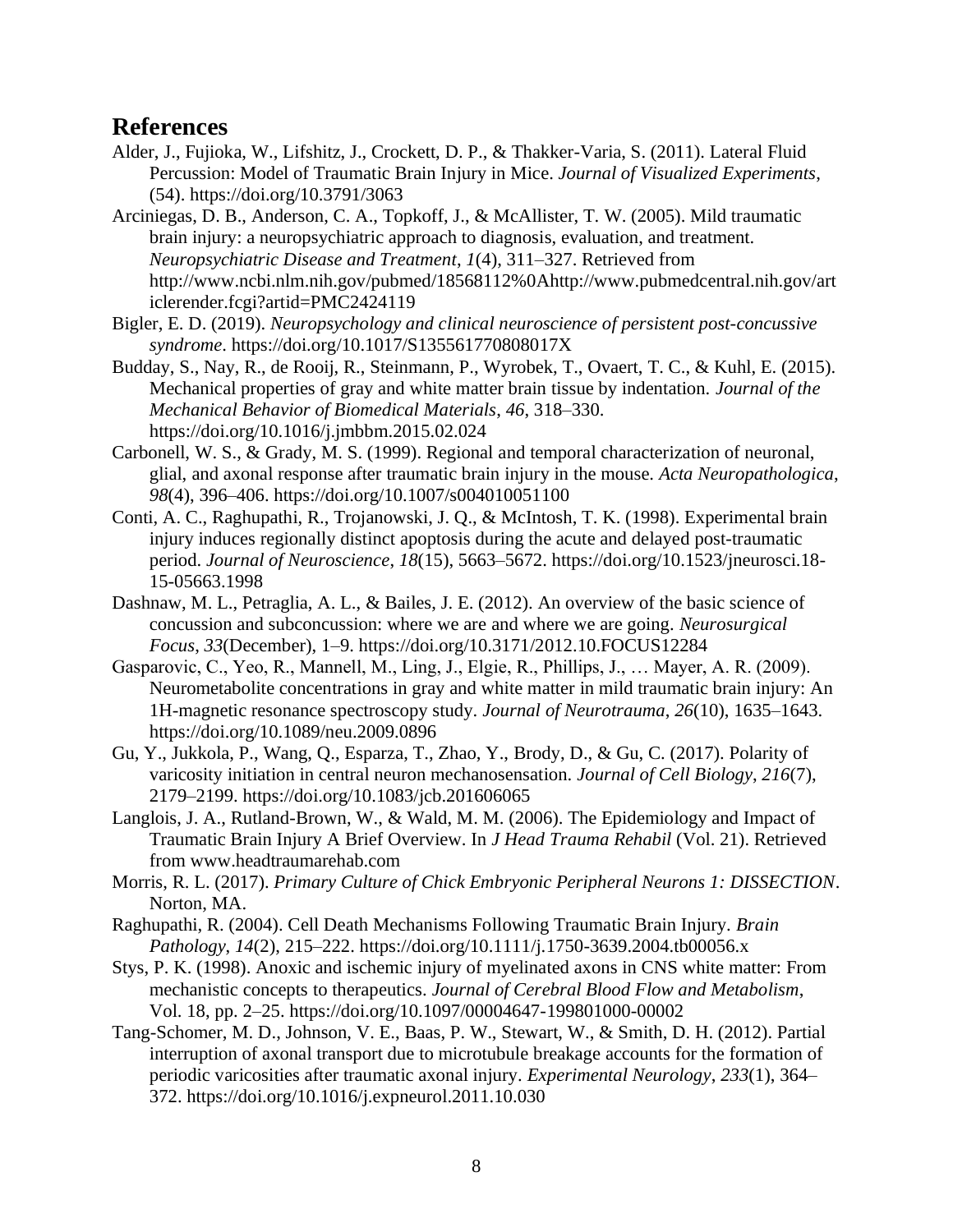## References

Alder, J., Fujioka, W., Lifshitz, J., Crockett, D. P., & Thakker-Varia, S. (2011). Lateral Fluid Percussion: Model of Traumatic Brain Injury in Mice. *Journal of Visualized Experiments*, (54). https://doi.org/10.3791/3063

Arciniegas, D. B., Anderson, C. A., Topkoff, J., & McAllister, T. W. (2005). Mild traumatic brain injury: a neuropsychiatric approach to diagnosis, evaluation, and treatment. *Neuropsychiatric Disease and Treatment*, *1*(4), 311–327. Retrieved from http://www.ncbi.nlm.nih.gov/pubmed/18568112%0Ahttp://www.pubmedcentral.nih.gov/articlerender.fcgi?artid=PMC2424119

Bigler, E. D. (2019). *Neuropsychology and clinical neuroscience of persistent post-concussive syndrome*. https://doi.org/10.1017/S135561770808017X

Budday, S., Nay, R., de Rooij, R., Steinmann, P., Wyrobek, T., Ovaert, T. C., & Kuhl, E. (2015). Mechanical properties of gray and white matter brain tissue by indentation. *Journal of the Mechanical Behavior of Biomedical Materials*, *46*, 318–330. https://doi.org/10.1016/j.jmbbm.2015.02.024

Carbonell, W. S., & Grady, M. S. (1999). Regional and temporal characterization of neuronal, glial, and axonal response after traumatic brain injury in the mouse. *Acta Neuropathologica*, *98*(4), 396–406. https://doi.org/10.1007/s004010051100

Conti, A. C., Raghupathi, R., Trojanowski, J. Q., & McIntosh, T. K. (1998). Experimental brain injury induces regionally distinct apoptosis during the acute and delayed post-traumatic period. *Journal of Neuroscience*, *18*(15), 5663–5672. https://doi.org/10.1523/jneurosci.18-15-05663.1998

Dashnaw, M. L., Petraglia, A. L., & Bailes, J. E. (2012). An overview of the basic science of concussion and subconcussion: where we are and where we are going. *Neurosurgical Focus*, *33*(December), 1–9. https://doi.org/10.3171/2012.10.FOCUS12284

Gasparovic, C., Yeo, R., Mannell, M., Ling, J., Elgie, R., Phillips, J., … Mayer, A. R. (2009). Neurometabolite concentrations in gray and white matter in mild traumatic brain injury: An 1H-magnetic resonance spectroscopy study. *Journal of Neurotrauma*, *26*(10), 1635–1643. https://doi.org/10.1089/neu.2009.0896

Gu, Y., Jukkola, P., Wang, Q., Esparza, T., Zhao, Y., Brody, D., & Gu, C. (2017). Polarity of varicosity initiation in central neuron mechanosensation. *Journal of Cell Biology*, *216*(7), 2179–2199. https://doi.org/10.1083/jcb.201606065

Langlois, J. A., Rutland-Brown, W., & Wald, M. M. (2006). The Epidemiology and Impact of Traumatic Brain Injury A Brief Overview. In *J Head Trauma Rehabil* (Vol. 21). Retrieved from www.headtraumarehab.com

Morris, R. L. (2017). *Primary Culture of Chick Embryonic Peripheral Neurons 1: DISSECTION*. Norton, MA.

Raghupathi, R. (2004). Cell Death Mechanisms Following Traumatic Brain Injury. *Brain Pathology*, *14*(2), 215–222. https://doi.org/10.1111/j.1750-3639.2004.tb00056.x

Stys, P. K. (1998). Anoxic and ischemic injury of myelinated axons in CNS white matter: From mechanistic concepts to therapeutics. *Journal of Cerebral Blood Flow and Metabolism*, Vol. 18, pp. 2–25. https://doi.org/10.1097/00004647-199801000-00002

Tang-Schomer, M. D., Johnson, V. E., Baas, P. W., Stewart, W., & Smith, D. H. (2012). Partial interruption of axonal transport due to microtubule breakage accounts for the formation of periodic varicosities after traumatic axonal injury. *Experimental Neurology*, *233*(1), 364–372. https://doi.org/10.1016/j.expneurol.2011.10.030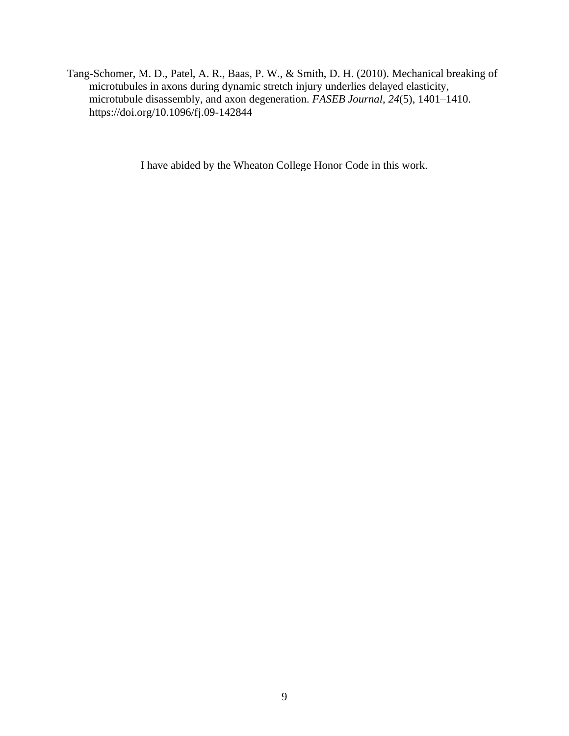Tang-Schomer, M. D., Patel, A. R., Baas, P. W., & Smith, D. H. (2010). Mechanical breaking of microtubules in axons during dynamic stretch injury underlies delayed elasticity, microtubule disassembly, and axon degeneration. *FASEB Journal*, *24*(5), 1401–1410. https://doi.org/10.1096/fj.09-142844

I have abided by the Wheaton College Honor Code in this work.